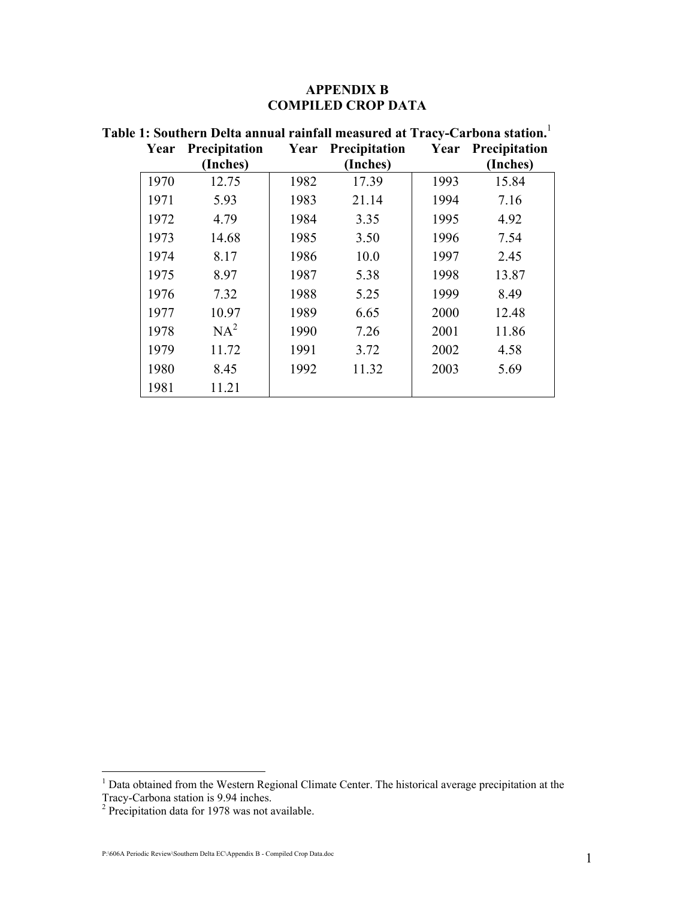# APPENDIX B
# COMPILED CROP DATA

**Table 1: Southern Delta annual rainfall measured at Tracy-Carbona station.**[1]

| Year | Precipitation (Inches) | Year | Precipitation (Inches) | Year | Precipitation (Inches) |
|---|---|---|---|---|---|
| 1970 | 12.75 | 1982 | 17.39 | 1993 | 15.84 |
| 1971 | 5.93 | 1983 | 21.14 | 1994 | 7.16 |
| 1972 | 4.79 | 1984 | 3.35 | 1995 | 4.92 |
| 1973 | 14.68 | 1985 | 3.50 | 1996 | 7.54 |
| 1974 | 8.17 | 1986 | 10.0 | 1997 | 2.45 |
| 1975 | 8.97 | 1987 | 5.38 | 1998 | 13.87 |
| 1976 | 7.32 | 1988 | 5.25 | 1999 | 8.49 |
| 1977 | 10.97 | 1989 | 6.65 | 2000 | 12.48 |
| 1978 | NA[2] | 1990 | 7.26 | 2001 | 11.86 |
| 1979 | 11.72 | 1991 | 3.72 | 2002 | 4.58 |
| 1980 | 8.45 | 1992 | 11.32 | 2003 | 5.69 |
| 1981 | 11.21 | | | | |

[1] Data obtained from the Western Regional Climate Center. The historical average precipitation at the Tracy-Carbona station is 9.94 inches.

[2] Precipitation data for 1978 was not available.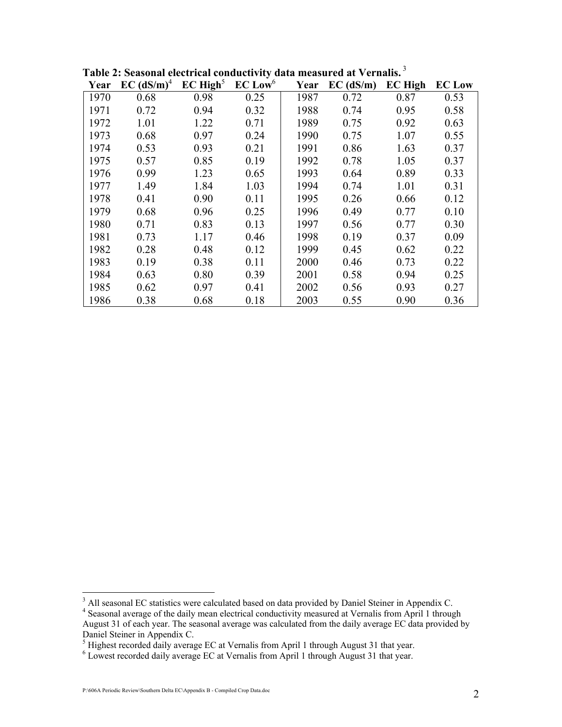**Table 2: Seasonal electrical conductivity data measured at Vernalis.** [3]

| Year | EC (dS/m)[4] | EC High[5] | EC Low[6] | Year | EC (dS/m) | EC High | EC Low |
|---|---|---|---|---|---|---|---|
| 1970 | 0.68 | 0.98 | 0.25 | 1987 | 0.72 | 0.87 | 0.53 |
| 1971 | 0.72 | 0.94 | 0.32 | 1988 | 0.74 | 0.95 | 0.58 |
| 1972 | 1.01 | 1.22 | 0.71 | 1989 | 0.75 | 0.92 | 0.63 |
| 1973 | 0.68 | 0.97 | 0.24 | 1990 | 0.75 | 1.07 | 0.55 |
| 1974 | 0.53 | 0.93 | 0.21 | 1991 | 0.86 | 1.63 | 0.37 |
| 1975 | 0.57 | 0.85 | 0.19 | 1992 | 0.78 | 1.05 | 0.37 |
| 1976 | 0.99 | 1.23 | 0.65 | 1993 | 0.64 | 0.89 | 0.33 |
| 1977 | 1.49 | 1.84 | 1.03 | 1994 | 0.74 | 1.01 | 0.31 |
| 1978 | 0.41 | 0.90 | 0.11 | 1995 | 0.26 | 0.66 | 0.12 |
| 1979 | 0.68 | 0.96 | 0.25 | 1996 | 0.49 | 0.77 | 0.10 |
| 1980 | 0.71 | 0.83 | 0.13 | 1997 | 0.56 | 0.77 | 0.30 |
| 1981 | 0.73 | 1.17 | 0.46 | 1998 | 0.19 | 0.37 | 0.09 |
| 1982 | 0.28 | 0.48 | 0.12 | 1999 | 0.45 | 0.62 | 0.22 |
| 1983 | 0.19 | 0.38 | 0.11 | 2000 | 0.46 | 0.73 | 0.22 |
| 1984 | 0.63 | 0.80 | 0.39 | 2001 | 0.58 | 0.94 | 0.25 |
| 1985 | 0.62 | 0.97 | 0.41 | 2002 | 0.56 | 0.93 | 0.27 |
| 1986 | 0.38 | 0.68 | 0.18 | 2003 | 0.55 | 0.90 | 0.36 |

[3] All seasonal EC statistics were calculated based on data provided by Daniel Steiner in Appendix C.

[4] Seasonal average of the daily mean electrical conductivity measured at Vernalis from April 1 through August 31 of each year. The seasonal average was calculated from the daily average EC data provided by Daniel Steiner in Appendix C.

[5] Highest recorded daily average EC at Vernalis from April 1 through August 31 that year.

[6] Lowest recorded daily average EC at Vernalis from April 1 through August 31 that year.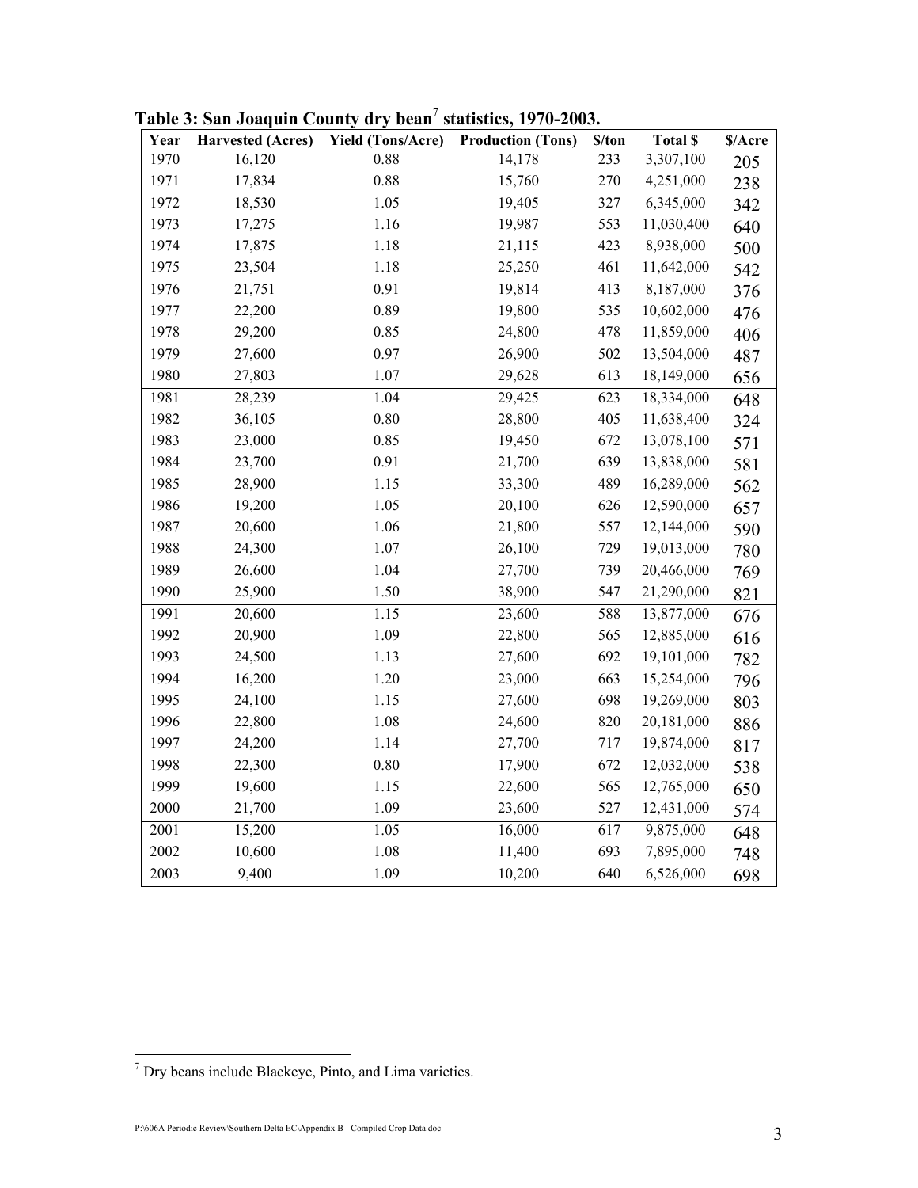**Table 3: San Joaquin County dry bean[7] statistics, 1970-2003.**

| Year | Harvested (Acres) | Yield (Tons/Acre) | Production (Tons) | $/ton | Total $ | $/Acre |
|---|---|---|---|---|---|---|
| 1970 | 16,120 | 0.88 | 14,178 | 233 | 3,307,100 | 205 |
| 1971 | 17,834 | 0.88 | 15,760 | 270 | 4,251,000 | 238 |
| 1972 | 18,530 | 1.05 | 19,405 | 327 | 6,345,000 | 342 |
| 1973 | 17,275 | 1.16 | 19,987 | 553 | 11,030,400 | 640 |
| 1974 | 17,875 | 1.18 | 21,115 | 423 | 8,938,000 | 500 |
| 1975 | 23,504 | 1.18 | 25,250 | 461 | 11,642,000 | 542 |
| 1976 | 21,751 | 0.91 | 19,814 | 413 | 8,187,000 | 376 |
| 1977 | 22,200 | 0.89 | 19,800 | 535 | 10,602,000 | 476 |
| 1978 | 29,200 | 0.85 | 24,800 | 478 | 11,859,000 | 406 |
| 1979 | 27,600 | 0.97 | 26,900 | 502 | 13,504,000 | 487 |
| 1980 | 27,803 | 1.07 | 29,628 | 613 | 18,149,000 | 656 |
| 1981 | 28,239 | 1.04 | 29,425 | 623 | 18,334,000 | 648 |
| 1982 | 36,105 | 0.80 | 28,800 | 405 | 11,638,400 | 324 |
| 1983 | 23,000 | 0.85 | 19,450 | 672 | 13,078,100 | 571 |
| 1984 | 23,700 | 0.91 | 21,700 | 639 | 13,838,000 | 581 |
| 1985 | 28,900 | 1.15 | 33,300 | 489 | 16,289,000 | 562 |
| 1986 | 19,200 | 1.05 | 20,100 | 626 | 12,590,000 | 657 |
| 1987 | 20,600 | 1.06 | 21,800 | 557 | 12,144,000 | 590 |
| 1988 | 24,300 | 1.07 | 26,100 | 729 | 19,013,000 | 780 |
| 1989 | 26,600 | 1.04 | 27,700 | 739 | 20,466,000 | 769 |
| 1990 | 25,900 | 1.50 | 38,900 | 547 | 21,290,000 | 821 |
| 1991 | 20,600 | 1.15 | 23,600 | 588 | 13,877,000 | 676 |
| 1992 | 20,900 | 1.09 | 22,800 | 565 | 12,885,000 | 616 |
| 1993 | 24,500 | 1.13 | 27,600 | 692 | 19,101,000 | 782 |
| 1994 | 16,200 | 1.20 | 23,000 | 663 | 15,254,000 | 796 |
| 1995 | 24,100 | 1.15 | 27,600 | 698 | 19,269,000 | 803 |
| 1996 | 22,800 | 1.08 | 24,600 | 820 | 20,181,000 | 886 |
| 1997 | 24,200 | 1.14 | 27,700 | 717 | 19,874,000 | 817 |
| 1998 | 22,300 | 0.80 | 17,900 | 672 | 12,032,000 | 538 |
| 1999 | 19,600 | 1.15 | 22,600 | 565 | 12,765,000 | 650 |
| 2000 | 21,700 | 1.09 | 23,600 | 527 | 12,431,000 | 574 |
| 2001 | 15,200 | 1.05 | 16,000 | 617 | 9,875,000 | 648 |
| 2002 | 10,600 | 1.08 | 11,400 | 693 | 7,895,000 | 748 |
| 2003 | 9,400 | 1.09 | 10,200 | 640 | 6,526,000 | 698 |

[7] Dry beans include Blackeye, Pinto, and Lima varieties.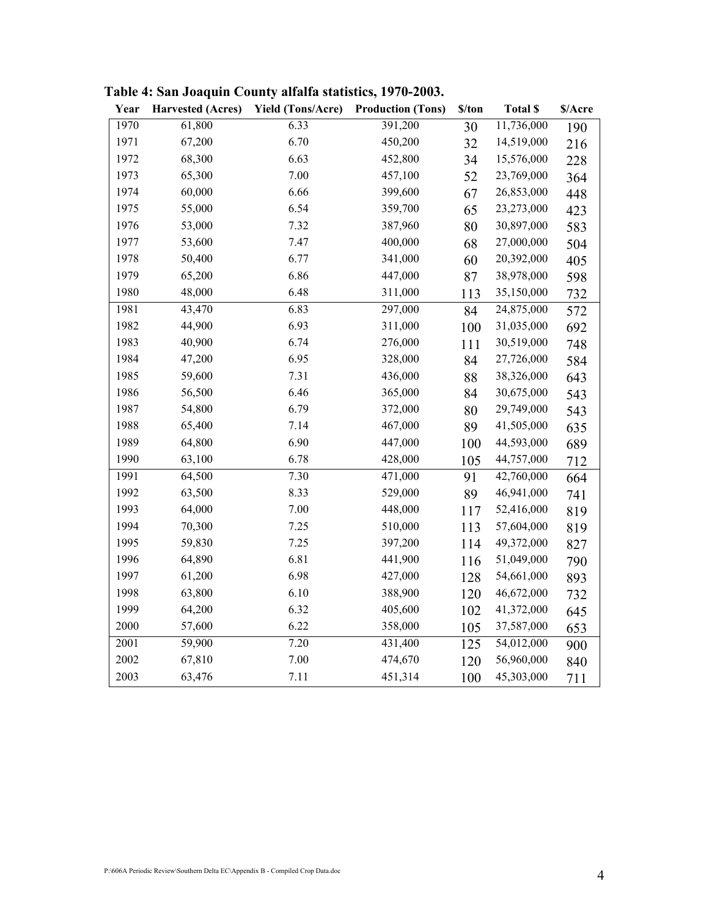**Table 4: San Joaquin County alfalfa statistics, 1970-2003.**

| Year | Harvested (Acres) | Yield (Tons/Acre) | Production (Tons) | $/ton | Total $ | $/Acre |
|---|---|---|---|---|---|---|
| 1970 | 61,800 | 6.33 | 391,200 | 30 | 11,736,000 | 190 |
| 1971 | 67,200 | 6.70 | 450,200 | 32 | 14,519,000 | 216 |
| 1972 | 68,300 | 6.63 | 452,800 | 34 | 15,576,000 | 228 |
| 1973 | 65,300 | 7.00 | 457,100 | 52 | 23,769,000 | 364 |
| 1974 | 60,000 | 6.66 | 399,600 | 67 | 26,853,000 | 448 |
| 1975 | 55,000 | 6.54 | 359,700 | 65 | 23,273,000 | 423 |
| 1976 | 53,000 | 7.32 | 387,960 | 80 | 30,897,000 | 583 |
| 1977 | 53,600 | 7.47 | 400,000 | 68 | 27,000,000 | 504 |
| 1978 | 50,400 | 6.77 | 341,000 | 60 | 20,392,000 | 405 |
| 1979 | 65,200 | 6.86 | 447,000 | 87 | 38,978,000 | 598 |
| 1980 | 48,000 | 6.48 | 311,000 | 113 | 35,150,000 | 732 |
| 1981 | 43,470 | 6.83 | 297,000 | 84 | 24,875,000 | 572 |
| 1982 | 44,900 | 6.93 | 311,000 | 100 | 31,035,000 | 692 |
| 1983 | 40,900 | 6.74 | 276,000 | 111 | 30,519,000 | 748 |
| 1984 | 47,200 | 6.95 | 328,000 | 84 | 27,726,000 | 584 |
| 1985 | 59,600 | 7.31 | 436,000 | 88 | 38,326,000 | 643 |
| 1986 | 56,500 | 6.46 | 365,000 | 84 | 30,675,000 | 543 |
| 1987 | 54,800 | 6.79 | 372,000 | 80 | 29,749,000 | 543 |
| 1988 | 65,400 | 7.14 | 467,000 | 89 | 41,505,000 | 635 |
| 1989 | 64,800 | 6.90 | 447,000 | 100 | 44,593,000 | 689 |
| 1990 | 63,100 | 6.78 | 428,000 | 105 | 44,757,000 | 712 |
| 1991 | 64,500 | 7.30 | 471,000 | 91 | 42,760,000 | 664 |
| 1992 | 63,500 | 8.33 | 529,000 | 89 | 46,941,000 | 741 |
| 1993 | 64,000 | 7.00 | 448,000 | 117 | 52,416,000 | 819 |
| 1994 | 70,300 | 7.25 | 510,000 | 113 | 57,604,000 | 819 |
| 1995 | 59,830 | 7.25 | 397,200 | 114 | 49,372,000 | 827 |
| 1996 | 64,890 | 6.81 | 441,900 | 116 | 51,049,000 | 790 |
| 1997 | 61,200 | 6.98 | 427,000 | 128 | 54,661,000 | 893 |
| 1998 | 63,800 | 6.10 | 388,900 | 120 | 46,672,000 | 732 |
| 1999 | 64,200 | 6.32 | 405,600 | 102 | 41,372,000 | 645 |
| 2000 | 57,600 | 6.22 | 358,000 | 105 | 37,587,000 | 653 |
| 2001 | 59,900 | 7.20 | 431,400 | 125 | 54,012,000 | 900 |
| 2002 | 67,810 | 7.00 | 474,670 | 120 | 56,960,000 | 840 |
| 2003 | 63,476 | 7.11 | 451,314 | 100 | 45,303,000 | 711 |

P:\606A Periodic Review\Southern Delta EC\Appendix B - Compiled Crop Data.doc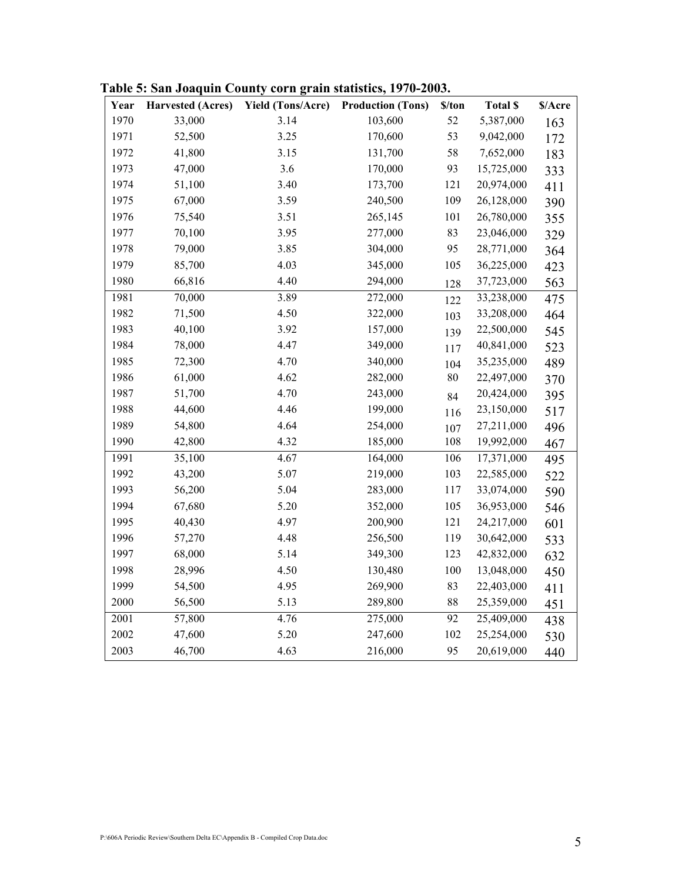**Table 5: San Joaquin County corn grain statistics, 1970-2003.**

| Year | Harvested (Acres) | Yield (Tons/Acre) | Production (Tons) | $/ton | Total $ | $/Acre |
|---|---|---|---|---|---|---|
| 1970 | 33,000 | 3.14 | 103,600 | 52 | 5,387,000 | 163 |
| 1971 | 52,500 | 3.25 | 170,600 | 53 | 9,042,000 | 172 |
| 1972 | 41,800 | 3.15 | 131,700 | 58 | 7,652,000 | 183 |
| 1973 | 47,000 | 3.6 | 170,000 | 93 | 15,725,000 | 333 |
| 1974 | 51,100 | 3.40 | 173,700 | 121 | 20,974,000 | 411 |
| 1975 | 67,000 | 3.59 | 240,500 | 109 | 26,128,000 | 390 |
| 1976 | 75,540 | 3.51 | 265,145 | 101 | 26,780,000 | 355 |
| 1977 | 70,100 | 3.95 | 277,000 | 83 | 23,046,000 | 329 |
| 1978 | 79,000 | 3.85 | 304,000 | 95 | 28,771,000 | 364 |
| 1979 | 85,700 | 4.03 | 345,000 | 105 | 36,225,000 | 423 |
| 1980 | 66,816 | 4.40 | 294,000 | 128 | 37,723,000 | 563 |
| 1981 | 70,000 | 3.89 | 272,000 | 122 | 33,238,000 | 475 |
| 1982 | 71,500 | 4.50 | 322,000 | 103 | 33,208,000 | 464 |
| 1983 | 40,100 | 3.92 | 157,000 | 139 | 22,500,000 | 545 |
| 1984 | 78,000 | 4.47 | 349,000 | 117 | 40,841,000 | 523 |
| 1985 | 72,300 | 4.70 | 340,000 | 104 | 35,235,000 | 489 |
| 1986 | 61,000 | 4.62 | 282,000 | 80 | 22,497,000 | 370 |
| 1987 | 51,700 | 4.70 | 243,000 | 84 | 20,424,000 | 395 |
| 1988 | 44,600 | 4.46 | 199,000 | 116 | 23,150,000 | 517 |
| 1989 | 54,800 | 4.64 | 254,000 | 107 | 27,211,000 | 496 |
| 1990 | 42,800 | 4.32 | 185,000 | 108 | 19,992,000 | 467 |
| 1991 | 35,100 | 4.67 | 164,000 | 106 | 17,371,000 | 495 |
| 1992 | 43,200 | 5.07 | 219,000 | 103 | 22,585,000 | 522 |
| 1993 | 56,200 | 5.04 | 283,000 | 117 | 33,074,000 | 590 |
| 1994 | 67,680 | 5.20 | 352,000 | 105 | 36,953,000 | 546 |
| 1995 | 40,430 | 4.97 | 200,900 | 121 | 24,217,000 | 601 |
| 1996 | 57,270 | 4.48 | 256,500 | 119 | 30,642,000 | 533 |
| 1997 | 68,000 | 5.14 | 349,300 | 123 | 42,832,000 | 632 |
| 1998 | 28,996 | 4.50 | 130,480 | 100 | 13,048,000 | 450 |
| 1999 | 54,500 | 4.95 | 269,900 | 83 | 22,403,000 | 411 |
| 2000 | 56,500 | 5.13 | 289,800 | 88 | 25,359,000 | 451 |
| 2001 | 57,800 | 4.76 | 275,000 | 92 | 25,409,000 | 438 |
| 2002 | 47,600 | 5.20 | 247,600 | 102 | 25,254,000 | 530 |
| 2003 | 46,700 | 4.63 | 216,000 | 95 | 20,619,000 | 440 |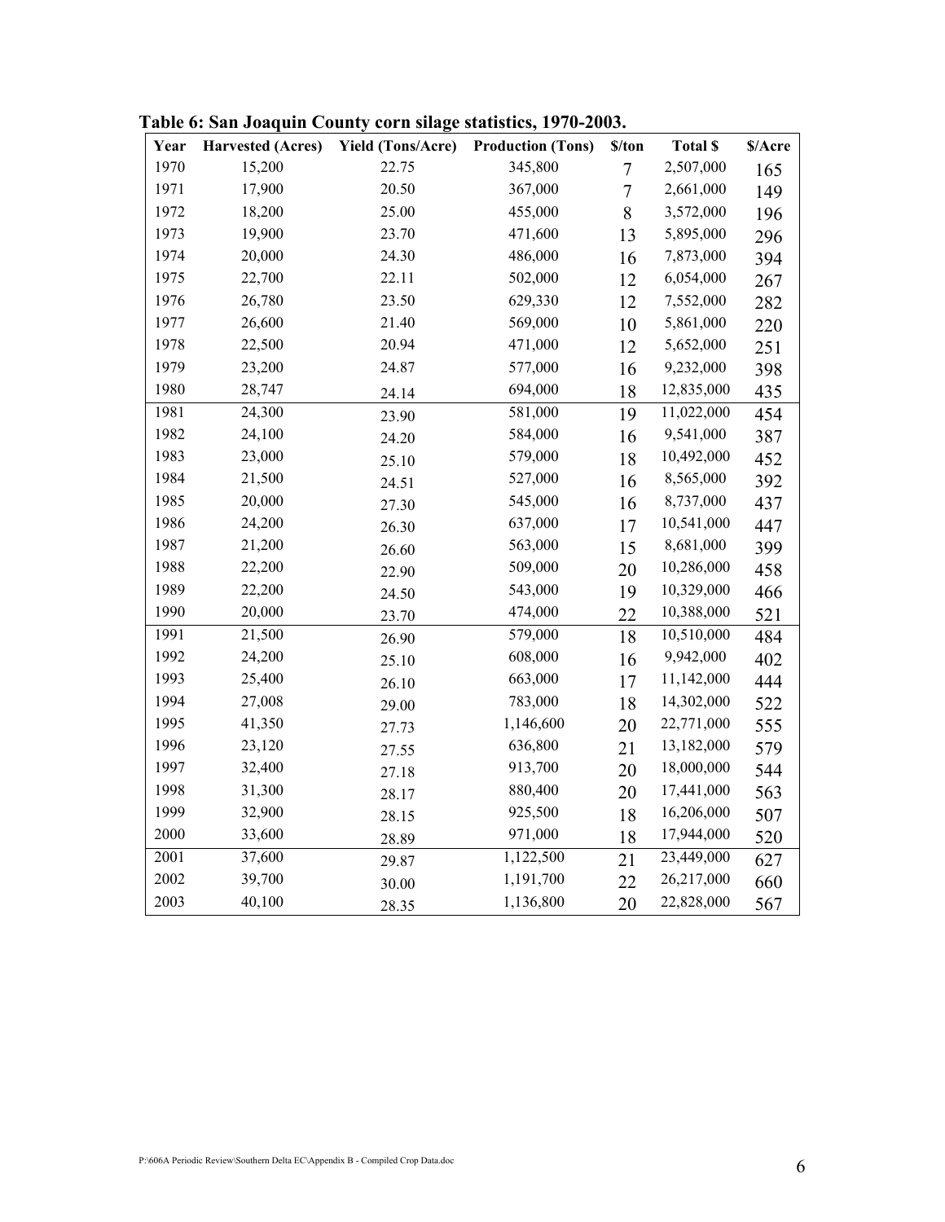**Table 6: San Joaquin County corn silage statistics, 1970-2003.**

| Year | Harvested (Acres) | Yield (Tons/Acre) | Production (Tons) | $/ton | Total $ | $/Acre |
|---|---|---|---|---|---|---|
| 1970 | 15,200 | 22.75 | 345,800 | 7 | 2,507,000 | 165 |
| 1971 | 17,900 | 20.50 | 367,000 | 7 | 2,661,000 | 149 |
| 1972 | 18,200 | 25.00 | 455,000 | 8 | 3,572,000 | 196 |
| 1973 | 19,900 | 23.70 | 471,600 | 13 | 5,895,000 | 296 |
| 1974 | 20,000 | 24.30 | 486,000 | 16 | 7,873,000 | 394 |
| 1975 | 22,700 | 22.11 | 502,000 | 12 | 6,054,000 | 267 |
| 1976 | 26,780 | 23.50 | 629,330 | 12 | 7,552,000 | 282 |
| 1977 | 26,600 | 21.40 | 569,000 | 10 | 5,861,000 | 220 |
| 1978 | 22,500 | 20.94 | 471,000 | 12 | 5,652,000 | 251 |
| 1979 | 23,200 | 24.87 | 577,000 | 16 | 9,232,000 | 398 |
| 1980 | 28,747 | 24.14 | 694,000 | 18 | 12,835,000 | 435 |
| 1981 | 24,300 | 23.90 | 581,000 | 19 | 11,022,000 | 454 |
| 1982 | 24,100 | 24.20 | 584,000 | 16 | 9,541,000 | 387 |
| 1983 | 23,000 | 25.10 | 579,000 | 18 | 10,492,000 | 452 |
| 1984 | 21,500 | 24.51 | 527,000 | 16 | 8,565,000 | 392 |
| 1985 | 20,000 | 27.30 | 545,000 | 16 | 8,737,000 | 437 |
| 1986 | 24,200 | 26.30 | 637,000 | 17 | 10,541,000 | 447 |
| 1987 | 21,200 | 26.60 | 563,000 | 15 | 8,681,000 | 399 |
| 1988 | 22,200 | 22.90 | 509,000 | 20 | 10,286,000 | 458 |
| 1989 | 22,200 | 24.50 | 543,000 | 19 | 10,329,000 | 466 |
| 1990 | 20,000 | 23.70 | 474,000 | 22 | 10,388,000 | 521 |
| 1991 | 21,500 | 26.90 | 579,000 | 18 | 10,510,000 | 484 |
| 1992 | 24,200 | 25.10 | 608,000 | 16 | 9,942,000 | 402 |
| 1993 | 25,400 | 26.10 | 663,000 | 17 | 11,142,000 | 444 |
| 1994 | 27,008 | 29.00 | 783,000 | 18 | 14,302,000 | 522 |
| 1995 | 41,350 | 27.73 | 1,146,600 | 20 | 22,771,000 | 555 |
| 1996 | 23,120 | 27.55 | 636,800 | 21 | 13,182,000 | 579 |
| 1997 | 32,400 | 27.18 | 913,700 | 20 | 18,000,000 | 544 |
| 1998 | 31,300 | 28.17 | 880,400 | 20 | 17,441,000 | 563 |
| 1999 | 32,900 | 28.15 | 925,500 | 18 | 16,206,000 | 507 |
| 2000 | 33,600 | 28.89 | 971,000 | 18 | 17,944,000 | 520 |
| 2001 | 37,600 | 29.87 | 1,122,500 | 21 | 23,449,000 | 627 |
| 2002 | 39,700 | 30.00 | 1,191,700 | 22 | 26,217,000 | 660 |
| 2003 | 40,100 | 28.35 | 1,136,800 | 20 | 22,828,000 | 567 |

P:\606A Periodic Review\Southern Delta EC\Appendix B - Compiled Crop Data.doc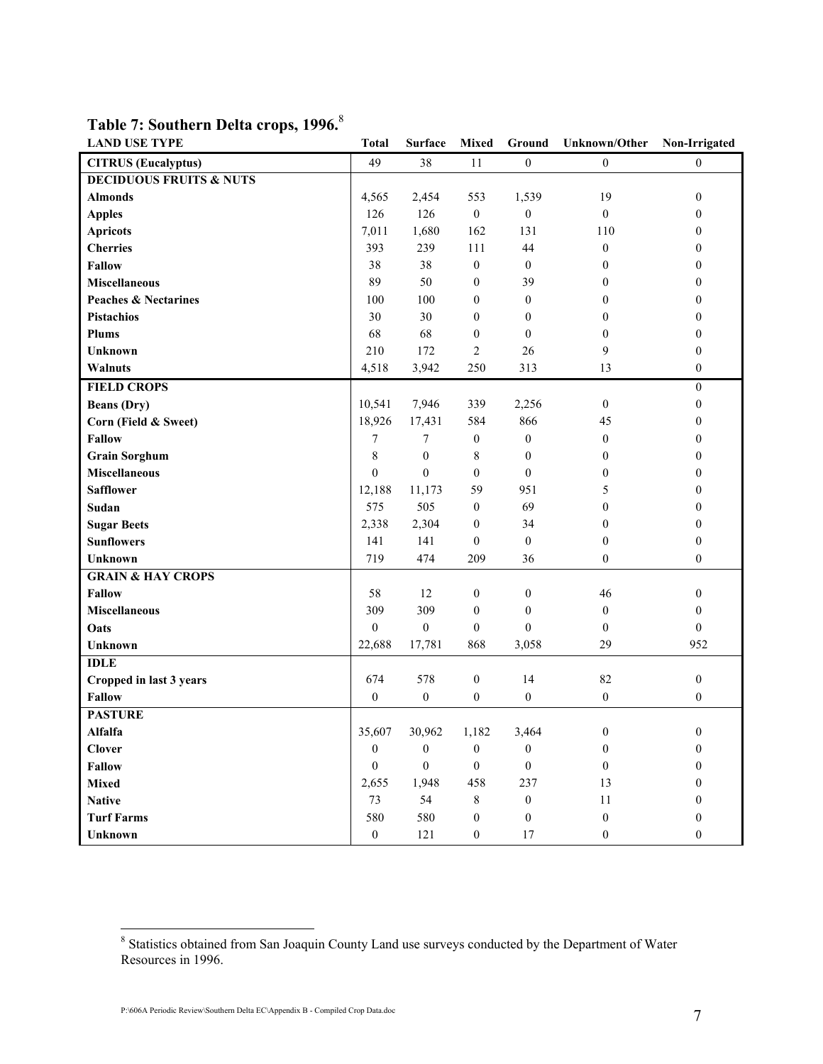## Table 7: Southern Delta crops, 1996.[8]

| LAND USE TYPE | Total | Surface | Mixed | Ground | Unknown/Other | Non-Irrigated |
|---|---|---|---|---|---|---|
| **CITRUS (Eucalyptus)** | 49 | 38 | 11 | 0 | 0 | 0 |
| **DECIDUOUS FRUITS & NUTS** | | | | | | |
| **Almonds** | 4,565 | 2,454 | 553 | 1,539 | 19 | 0 |
| **Apples** | 126 | 126 | 0 | 0 | 0 | 0 |
| **Apricots** | 7,011 | 1,680 | 162 | 131 | 110 | 0 |
| **Cherries** | 393 | 239 | 111 | 44 | 0 | 0 |
| **Fallow** | 38 | 38 | 0 | 0 | 0 | 0 |
| **Miscellaneous** | 89 | 50 | 0 | 39 | 0 | 0 |
| **Peaches & Nectarines** | 100 | 100 | 0 | 0 | 0 | 0 |
| **Pistachios** | 30 | 30 | 0 | 0 | 0 | 0 |
| **Plums** | 68 | 68 | 0 | 0 | 0 | 0 |
| **Unknown** | 210 | 172 | 2 | 26 | 9 | 0 |
| **Walnuts** | 4,518 | 3,942 | 250 | 313 | 13 | 0 |
| **FIELD CROPS** | | | | | | 0 |
| **Beans (Dry)** | 10,541 | 7,946 | 339 | 2,256 | 0 | 0 |
| **Corn (Field & Sweet)** | 18,926 | 17,431 | 584 | 866 | 45 | 0 |
| **Fallow** | 7 | 7 | 0 | 0 | 0 | 0 |
| **Grain Sorghum** | 8 | 0 | 8 | 0 | 0 | 0 |
| **Miscellaneous** | 0 | 0 | 0 | 0 | 0 | 0 |
| **Safflower** | 12,188 | 11,173 | 59 | 951 | 5 | 0 |
| **Sudan** | 575 | 505 | 0 | 69 | 0 | 0 |
| **Sugar Beets** | 2,338 | 2,304 | 0 | 34 | 0 | 0 |
| **Sunflowers** | 141 | 141 | 0 | 0 | 0 | 0 |
| **Unknown** | 719 | 474 | 209 | 36 | 0 | 0 |
| **GRAIN & HAY CROPS** | | | | | | |
| **Fallow** | 58 | 12 | 0 | 0 | 46 | 0 |
| **Miscellaneous** | 309 | 309 | 0 | 0 | 0 | 0 |
| **Oats** | 0 | 0 | 0 | 0 | 0 | 0 |
| **Unknown** | 22,688 | 17,781 | 868 | 3,058 | 29 | 952 |
| **IDLE** | | | | | | |
| **Cropped in last 3 years** | 674 | 578 | 0 | 14 | 82 | 0 |
| **Fallow** | 0 | 0 | 0 | 0 | 0 | 0 |
| **PASTURE** | | | | | | |
| **Alfalfa** | 35,607 | 30,962 | 1,182 | 3,464 | 0 | 0 |
| **Clover** | 0 | 0 | 0 | 0 | 0 | 0 |
| **Fallow** | 0 | 0 | 0 | 0 | 0 | 0 |
| **Mixed** | 2,655 | 1,948 | 458 | 237 | 13 | 0 |
| **Native** | 73 | 54 | 8 | 0 | 11 | 0 |
| **Turf Farms** | 580 | 580 | 0 | 0 | 0 | 0 |
| **Unknown** | 0 | 121 | 0 | 17 | 0 | 0 |

[8] Statistics obtained from San Joaquin County Land use surveys conducted by the Department of Water Resources in 1996.

P:\606A Periodic Review\Southern Delta EC\Appendix B - Compiled Crop Data.doc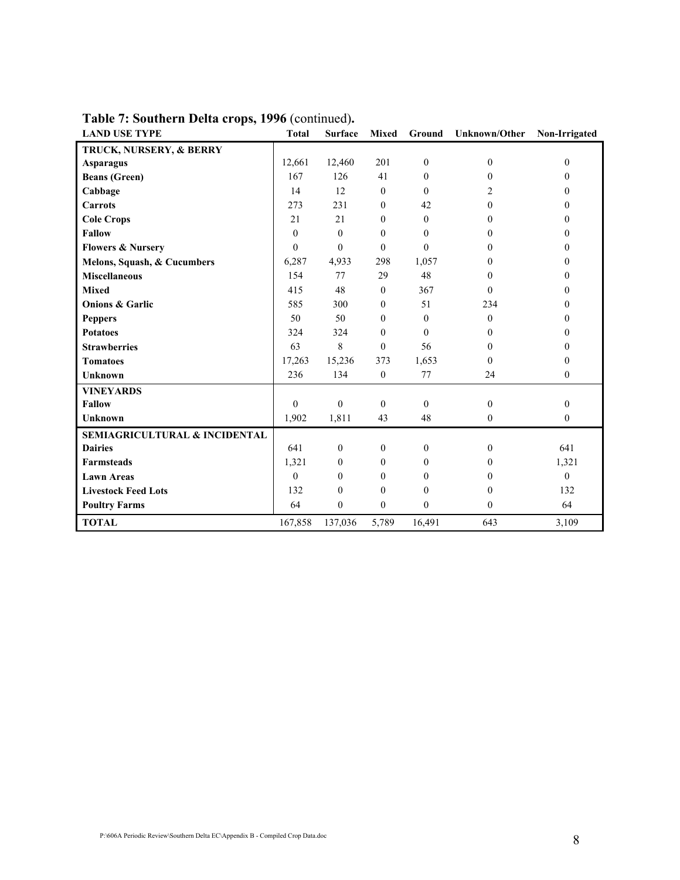**Table 7: Southern Delta crops, 1996** (continued)**.**

| LAND USE TYPE | Total | Surface | Mixed | Ground | Unknown/Other | Non-Irrigated |
|---|---|---|---|---|---|---|
| **TRUCK, NURSERY, & BERRY** | | | | | | |
| **Asparagus** | 12,661 | 12,460 | 201 | 0 | 0 | 0 |
| **Beans (Green)** | 167 | 126 | 41 | 0 | 0 | 0 |
| **Cabbage** | 14 | 12 | 0 | 0 | 2 | 0 |
| **Carrots** | 273 | 231 | 0 | 42 | 0 | 0 |
| **Cole Crops** | 21 | 21 | 0 | 0 | 0 | 0 |
| **Fallow** | 0 | 0 | 0 | 0 | 0 | 0 |
| **Flowers & Nursery** | 0 | 0 | 0 | 0 | 0 | 0 |
| **Melons, Squash, & Cucumbers** | 6,287 | 4,933 | 298 | 1,057 | 0 | 0 |
| **Miscellaneous** | 154 | 77 | 29 | 48 | 0 | 0 |
| **Mixed** | 415 | 48 | 0 | 367 | 0 | 0 |
| **Onions & Garlic** | 585 | 300 | 0 | 51 | 234 | 0 |
| **Peppers** | 50 | 50 | 0 | 0 | 0 | 0 |
| **Potatoes** | 324 | 324 | 0 | 0 | 0 | 0 |
| **Strawberries** | 63 | 8 | 0 | 56 | 0 | 0 |
| **Tomatoes** | 17,263 | 15,236 | 373 | 1,653 | 0 | 0 |
| **Unknown** | 236 | 134 | 0 | 77 | 24 | 0 |
| **VINEYARDS** | | | | | | |
| **Fallow** | 0 | 0 | 0 | 0 | 0 | 0 |
| **Unknown** | 1,902 | 1,811 | 43 | 48 | 0 | 0 |
| **SEMIAGRICULTURAL & INCIDENTAL** | | | | | | |
| **Dairies** | 641 | 0 | 0 | 0 | 0 | 641 |
| **Farmsteads** | 1,321 | 0 | 0 | 0 | 0 | 1,321 |
| **Lawn Areas** | 0 | 0 | 0 | 0 | 0 | 0 |
| **Livestock Feed Lots** | 132 | 0 | 0 | 0 | 0 | 132 |
| **Poultry Farms** | 64 | 0 | 0 | 0 | 0 | 64 |
| **TOTAL** | 167,858 | 137,036 | 5,789 | 16,491 | 643 | 3,109 |

P:\606A Periodic Review\Southern Delta EC\Appendix B - Compiled Crop Data.doc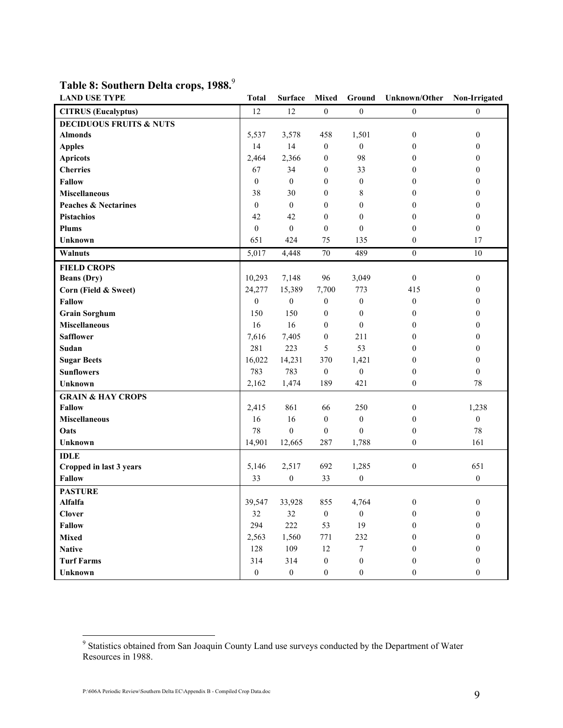## Table 8: Southern Delta crops, 1988.[9]

| LAND USE TYPE | Total | Surface | Mixed | Ground | Unknown/Other | Non-Irrigated |
|---|---|---|---|---|---|---|
| **CITRUS (Eucalyptus)** | 12 | 12 | 0 | 0 | 0 | 0 |
| **DECIDUOUS FRUITS & NUTS** | | | | | | |
| **Almonds** | 5,537 | 3,578 | 458 | 1,501 | 0 | 0 |
| **Apples** | 14 | 14 | 0 | 0 | 0 | 0 |
| **Apricots** | 2,464 | 2,366 | 0 | 98 | 0 | 0 |
| **Cherries** | 67 | 34 | 0 | 33 | 0 | 0 |
| **Fallow** | 0 | 0 | 0 | 0 | 0 | 0 |
| **Miscellaneous** | 38 | 30 | 0 | 8 | 0 | 0 |
| **Peaches & Nectarines** | 0 | 0 | 0 | 0 | 0 | 0 |
| **Pistachios** | 42 | 42 | 0 | 0 | 0 | 0 |
| **Plums** | 0 | 0 | 0 | 0 | 0 | 0 |
| **Unknown** | 651 | 424 | 75 | 135 | 0 | 17 |
| **Walnuts** | 5,017 | 4,448 | 70 | 489 | 0 | 10 |
| **FIELD CROPS** | | | | | | |
| **Beans (Dry)** | 10,293 | 7,148 | 96 | 3,049 | 0 | 0 |
| **Corn (Field & Sweet)** | 24,277 | 15,389 | 7,700 | 773 | 415 | 0 |
| **Fallow** | 0 | 0 | 0 | 0 | 0 | 0 |
| **Grain Sorghum** | 150 | 150 | 0 | 0 | 0 | 0 |
| **Miscellaneous** | 16 | 16 | 0 | 0 | 0 | 0 |
| **Safflower** | 7,616 | 7,405 | 0 | 211 | 0 | 0 |
| **Sudan** | 281 | 223 | 5 | 53 | 0 | 0 |
| **Sugar Beets** | 16,022 | 14,231 | 370 | 1,421 | 0 | 0 |
| **Sunflowers** | 783 | 783 | 0 | 0 | 0 | 0 |
| **Unknown** | 2,162 | 1,474 | 189 | 421 | 0 | 78 |
| **GRAIN & HAY CROPS** | | | | | | |
| **Fallow** | 2,415 | 861 | 66 | 250 | 0 | 1,238 |
| **Miscellaneous** | 16 | 16 | 0 | 0 | 0 | 0 |
| **Oats** | 78 | 0 | 0 | 0 | 0 | 78 |
| **Unknown** | 14,901 | 12,665 | 287 | 1,788 | 0 | 161 |
| **IDLE** | | | | | | |
| **Cropped in last 3 years** | 5,146 | 2,517 | 692 | 1,285 | 0 | 651 |
| **Fallow** | 33 | 0 | 33 | 0 | | 0 |
| **PASTURE** | | | | | | |
| **Alfalfa** | 39,547 | 33,928 | 855 | 4,764 | 0 | 0 |
| **Clover** | 32 | 32 | 0 | 0 | 0 | 0 |
| **Fallow** | 294 | 222 | 53 | 19 | 0 | 0 |
| **Mixed** | 2,563 | 1,560 | 771 | 232 | 0 | 0 |
| **Native** | 128 | 109 | 12 | 7 | 0 | 0 |
| **Turf Farms** | 314 | 314 | 0 | 0 | 0 | 0 |
| **Unknown** | 0 | 0 | 0 | 0 | 0 | 0 |

[9] Statistics obtained from San Joaquin County Land use surveys conducted by the Department of Water Resources in 1988.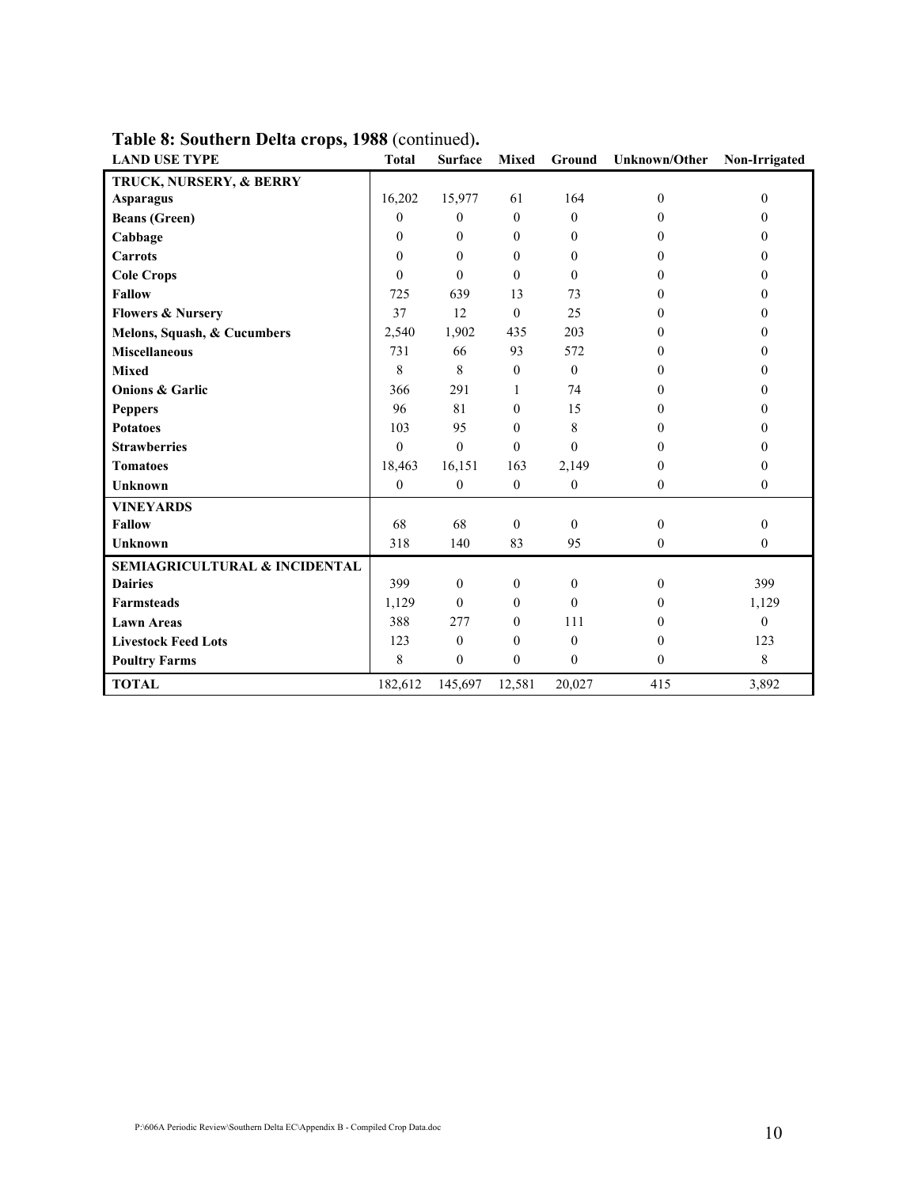**Table 8: Southern Delta crops, 1988** (continued)**.**

| LAND USE TYPE | Total | Surface | Mixed | Ground | Unknown/Other | Non-Irrigated |
|---|---|---|---|---|---|---|
| **TRUCK, NURSERY, & BERRY** | | | | | | |
| **Asparagus** | 16,202 | 15,977 | 61 | 164 | 0 | 0 |
| **Beans (Green)** | 0 | 0 | 0 | 0 | 0 | 0 |
| **Cabbage** | 0 | 0 | 0 | 0 | 0 | 0 |
| **Carrots** | 0 | 0 | 0 | 0 | 0 | 0 |
| **Cole Crops** | 0 | 0 | 0 | 0 | 0 | 0 |
| **Fallow** | 725 | 639 | 13 | 73 | 0 | 0 |
| **Flowers & Nursery** | 37 | 12 | 0 | 25 | 0 | 0 |
| **Melons, Squash, & Cucumbers** | 2,540 | 1,902 | 435 | 203 | 0 | 0 |
| **Miscellaneous** | 731 | 66 | 93 | 572 | 0 | 0 |
| **Mixed** | 8 | 8 | 0 | 0 | 0 | 0 |
| **Onions & Garlic** | 366 | 291 | 1 | 74 | 0 | 0 |
| **Peppers** | 96 | 81 | 0 | 15 | 0 | 0 |
| **Potatoes** | 103 | 95 | 0 | 8 | 0 | 0 |
| **Strawberries** | 0 | 0 | 0 | 0 | 0 | 0 |
| **Tomatoes** | 18,463 | 16,151 | 163 | 2,149 | 0 | 0 |
| **Unknown** | 0 | 0 | 0 | 0 | 0 | 0 |
| **VINEYARDS** | | | | | | |
| **Fallow** | 68 | 68 | 0 | 0 | 0 | 0 |
| **Unknown** | 318 | 140 | 83 | 95 | 0 | 0 |
| **SEMIAGRICULTURAL & INCIDENTAL** | | | | | | |
| **Dairies** | 399 | 0 | 0 | 0 | 0 | 399 |
| **Farmsteads** | 1,129 | 0 | 0 | 0 | 0 | 1,129 |
| **Lawn Areas** | 388 | 277 | 0 | 111 | 0 | 0 |
| **Livestock Feed Lots** | 123 | 0 | 0 | 0 | 0 | 123 |
| **Poultry Farms** | 8 | 0 | 0 | 0 | 0 | 8 |
| **TOTAL** | 182,612 | 145,697 | 12,581 | 20,027 | 415 | 3,892 |

P:\606A Periodic Review\Southern Delta EC\Appendix B - Compiled Crop Data.doc